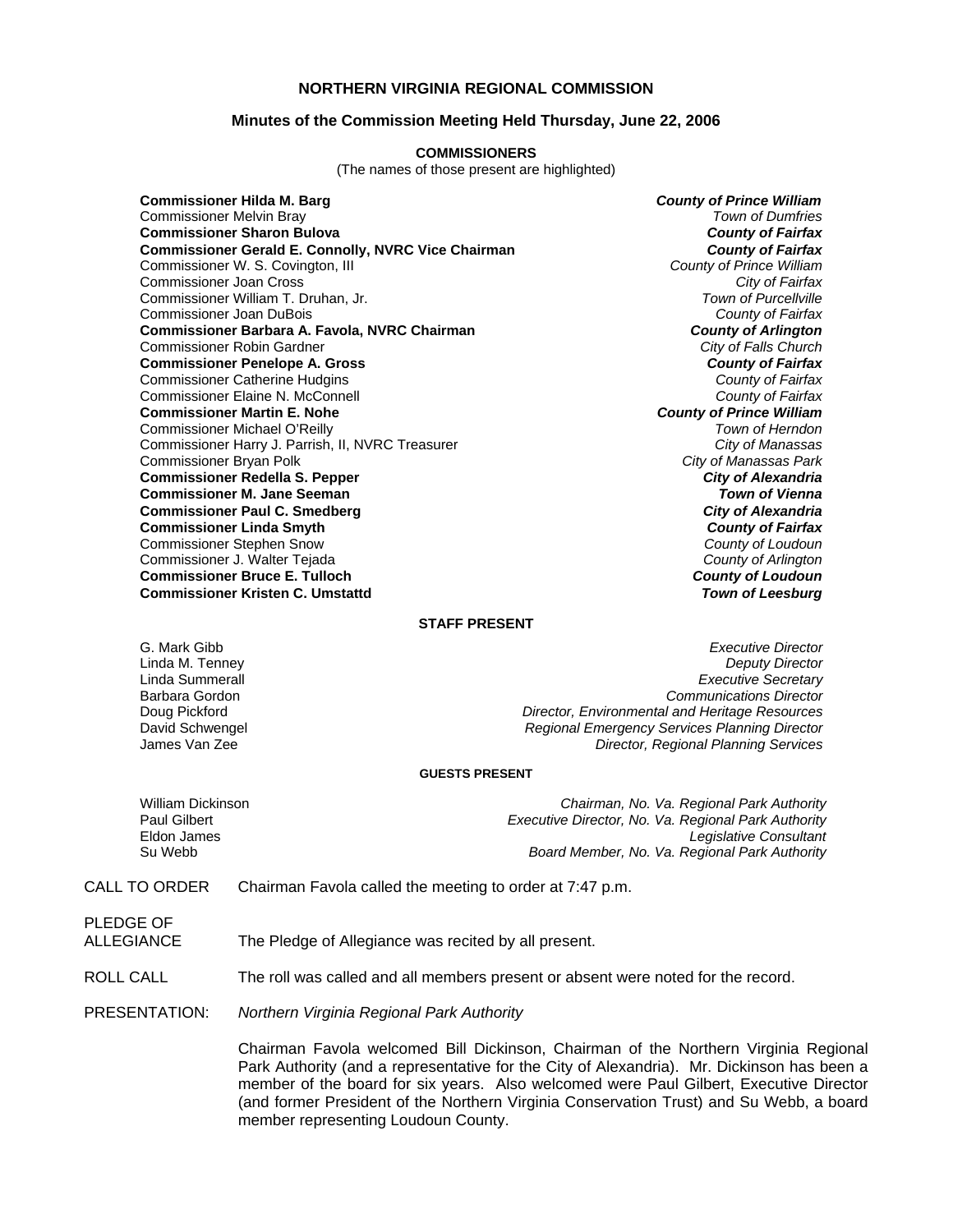**NORTHERN VIRGINIA REGIONAL COMMISSION**

**Minutes of the Commission Meeting Held Thursday, June 22, 2006**

**COMMISSIONERS**

(The names of those present are highlighted)

| | |
|---|---|
| **Commissioner Hilda M. Barg** | ***County of Prince William*** |
| Commissioner Melvin Bray | *Town of Dumfries* |
| **Commissioner Sharon Bulova** | ***County of Fairfax*** |
| **Commissioner Gerald E. Connolly, NVRC Vice Chairman** | ***County of Fairfax*** |
| Commissioner W. S. Covington, III | *County of Prince William* |
| Commissioner Joan Cross | *City of Fairfax* |
| Commissioner William T. Druhan, Jr. | *Town of Purcellville* |
| Commissioner Joan DuBois | *County of Fairfax* |
| **Commissioner Barbara A. Favola, NVRC Chairman** | ***County of Arlington*** |
| Commissioner Robin Gardner | *City of Falls Church* |
| **Commissioner Penelope A. Gross** | ***County of Fairfax*** |
| Commissioner Catherine Hudgins | *County of Fairfax* |
| Commissioner Elaine N. McConnell | *County of Fairfax* |
| **Commissioner Martin E. Nohe** | ***County of Prince William*** |
| Commissioner Michael O'Reilly | *Town of Herndon* |
| Commissioner Harry J. Parrish, II, NVRC Treasurer | *City of Manassas* |
| Commissioner Bryan Polk | *City of Manassas Park* |
| **Commissioner Redella S. Pepper** | ***City of Alexandria*** |
| **Commissioner M. Jane Seeman** | ***Town of Vienna*** |
| **Commissioner Paul C. Smedberg** | ***City of Alexandria*** |
| **Commissioner Linda Smyth** | ***County of Fairfax*** |
| Commissioner Stephen Snow | *County of Loudoun* |
| Commissioner J. Walter Tejada | *County of Arlington* |
| **Commissioner Bruce E. Tulloch** | ***County of Loudoun*** |
| **Commissioner Kristen C. Umstattd** | ***Town of Leesburg*** |

**STAFF PRESENT**

| | |
|---|---|
| G. Mark Gibb | *Executive Director* |
| Linda M. Tenney | *Deputy Director* |
| Linda Summerall | *Executive Secretary* |
| Barbara Gordon | *Communications Director* |
| Doug Pickford | *Director, Environmental and Heritage Resources* |
| David Schwengel | *Regional Emergency Services Planning Director* |
| James Van Zee | *Director, Regional Planning Services* |

**GUESTS PRESENT**

| | |
|---|---|
| William Dickinson | *Chairman, No. Va. Regional Park Authority* |
| Paul Gilbert | *Executive Director, No. Va. Regional Park Authority* |
| Eldon James | *Legislative Consultant* |
| Su Webb | *Board Member, No. Va. Regional Park Authority* |

CALL TO ORDER — Chairman Favola called the meeting to order at 7:47 p.m.

PLEDGE OF ALLEGIANCE — The Pledge of Allegiance was recited by all present.

ROLL CALL — The roll was called and all members present or absent were noted for the record.

PRESENTATION: *Northern Virginia Regional Park Authority*

Chairman Favola welcomed Bill Dickinson, Chairman of the Northern Virginia Regional Park Authority (and a representative for the City of Alexandria). Mr. Dickinson has been a member of the board for six years. Also welcomed were Paul Gilbert, Executive Director (and former President of the Northern Virginia Conservation Trust) and Su Webb, a board member representing Loudoun County.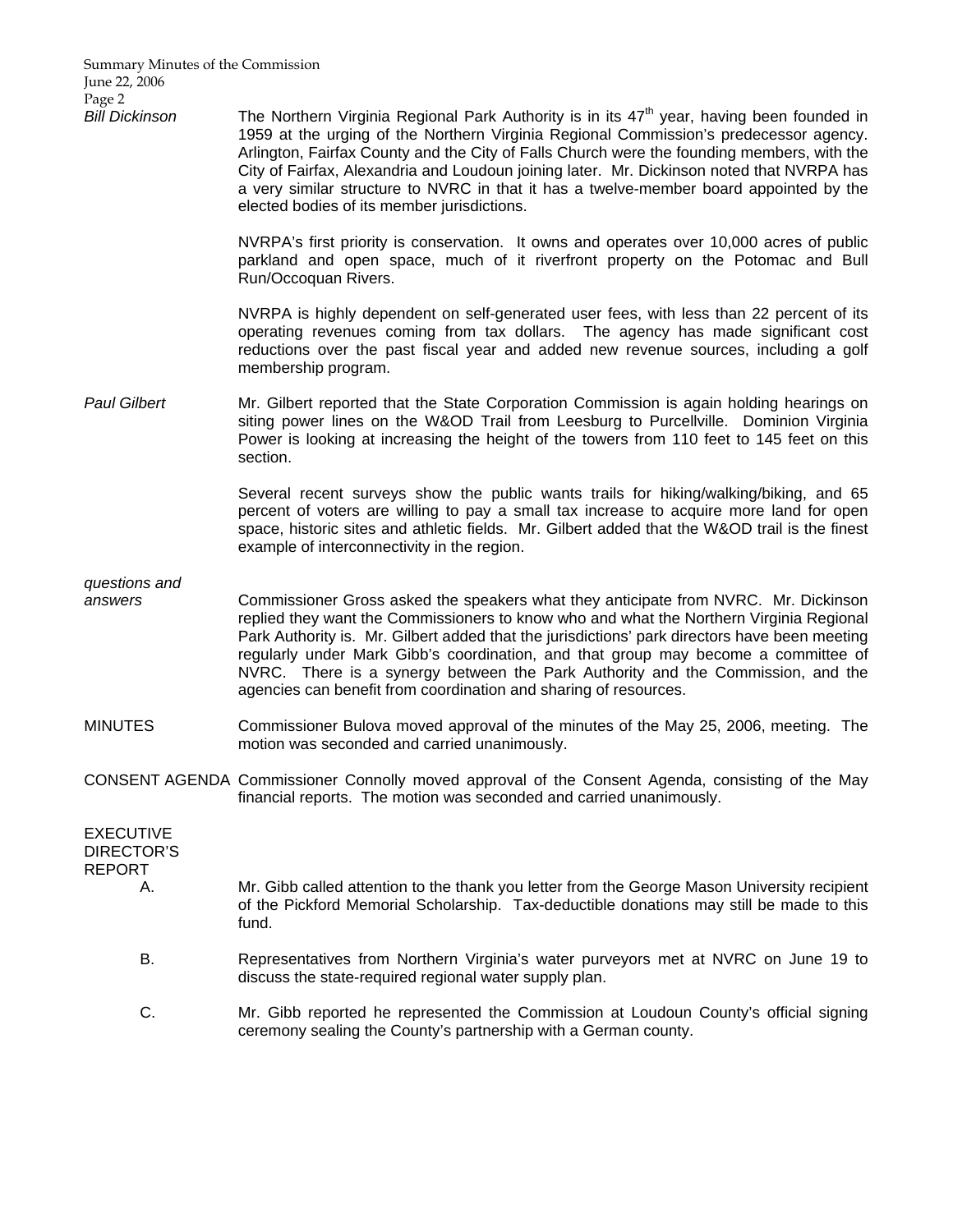*Bill Dickinson*

The Northern Virginia Regional Park Authority is in its 47th year, having been founded in 1959 at the urging of the Northern Virginia Regional Commission's predecessor agency. Arlington, Fairfax County and the City of Falls Church were the founding members, with the City of Fairfax, Alexandria and Loudoun joining later. Mr. Dickinson noted that NVRPA has a very similar structure to NVRC in that it has a twelve-member board appointed by the elected bodies of its member jurisdictions.

NVRPA's first priority is conservation. It owns and operates over 10,000 acres of public parkland and open space, much of it riverfront property on the Potomac and Bull Run/Occoquan Rivers.

NVRPA is highly dependent on self-generated user fees, with less than 22 percent of its operating revenues coming from tax dollars. The agency has made significant cost reductions over the past fiscal year and added new revenue sources, including a golf membership program.

*Paul Gilbert*

Mr. Gilbert reported that the State Corporation Commission is again holding hearings on siting power lines on the W&OD Trail from Leesburg to Purcellville. Dominion Virginia Power is looking at increasing the height of the towers from 110 feet to 145 feet on this section.

Several recent surveys show the public wants trails for hiking/walking/biking, and 65 percent of voters are willing to pay a small tax increase to acquire more land for open space, historic sites and athletic fields. Mr. Gilbert added that the W&OD trail is the finest example of interconnectivity in the region.

*questions and answers*

Commissioner Gross asked the speakers what they anticipate from NVRC. Mr. Dickinson replied they want the Commissioners to know who and what the Northern Virginia Regional Park Authority is. Mr. Gilbert added that the jurisdictions' park directors have been meeting regularly under Mark Gibb's coordination, and that group may become a committee of NVRC. There is a synergy between the Park Authority and the Commission, and the agencies can benefit from coordination and sharing of resources.

MINUTES

Commissioner Bulova moved approval of the minutes of the May 25, 2006, meeting. The motion was seconded and carried unanimously.

CONSENT AGENDA

Commissioner Connolly moved approval of the Consent Agenda, consisting of the May financial reports. The motion was seconded and carried unanimously.

EXECUTIVE DIRECTOR'S REPORT

A. Mr. Gibb called attention to the thank you letter from the George Mason University recipient of the Pickford Memorial Scholarship. Tax-deductible donations may still be made to this fund.

B. Representatives from Northern Virginia's water purveyors met at NVRC on June 19 to discuss the state-required regional water supply plan.

C. Mr. Gibb reported he represented the Commission at Loudoun County's official signing ceremony sealing the County's partnership with a German county.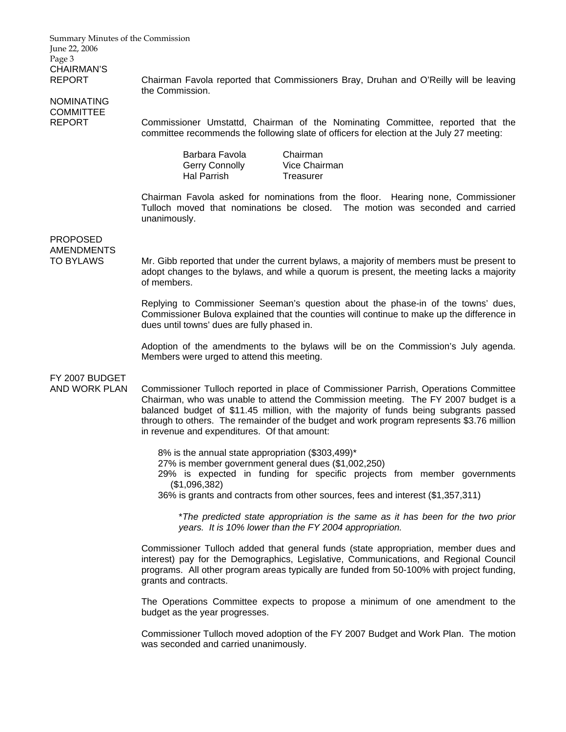**CHAIRMAN'S REPORT**

Chairman Favola reported that Commissioners Bray, Druhan and O'Reilly will be leaving the Commission.

**NOMINATING COMMITTEE REPORT**

Commissioner Umstattd, Chairman of the Nominating Committee, reported that the committee recommends the following slate of officers for election at the July 27 meeting:

| | |
|---|---|
| Barbara Favola | Chairman |
| Gerry Connolly | Vice Chairman |
| Hal Parrish | Treasurer |

Chairman Favola asked for nominations from the floor. Hearing none, Commissioner Tulloch moved that nominations be closed. The motion was seconded and carried unanimously.

**PROPOSED AMENDMENTS TO BYLAWS**

Mr. Gibb reported that under the current bylaws, a majority of members must be present to adopt changes to the bylaws, and while a quorum is present, the meeting lacks a majority of members.

Replying to Commissioner Seeman's question about the phase-in of the towns' dues, Commissioner Bulova explained that the counties will continue to make up the difference in dues until towns' dues are fully phased in.

Adoption of the amendments to the bylaws will be on the Commission's July agenda. Members were urged to attend this meeting.

**FY 2007 BUDGET AND WORK PLAN**

Commissioner Tulloch reported in place of Commissioner Parrish, Operations Committee Chairman, who was unable to attend the Commission meeting. The FY 2007 budget is a balanced budget of $11.45 million, with the majority of funds being subgrants passed through to others. The remainder of the budget and work program represents $3.76 million in revenue and expenditures. Of that amount:

- 8% is the annual state appropriation ($303,499)*
- 27% is member government general dues ($1,002,250)
- 29% is expected in funding for specific projects from member governments ($1,096,382)
- 36% is grants and contracts from other sources, fees and interest ($1,357,311)

*\*The predicted state appropriation is the same as it has been for the two prior years. It is 10% lower than the FY 2004 appropriation.*

Commissioner Tulloch added that general funds (state appropriation, member dues and interest) pay for the Demographics, Legislative, Communications, and Regional Council programs. All other program areas typically are funded from 50-100% with project funding, grants and contracts.

The Operations Committee expects to propose a minimum of one amendment to the budget as the year progresses.

Commissioner Tulloch moved adoption of the FY 2007 Budget and Work Plan. The motion was seconded and carried unanimously.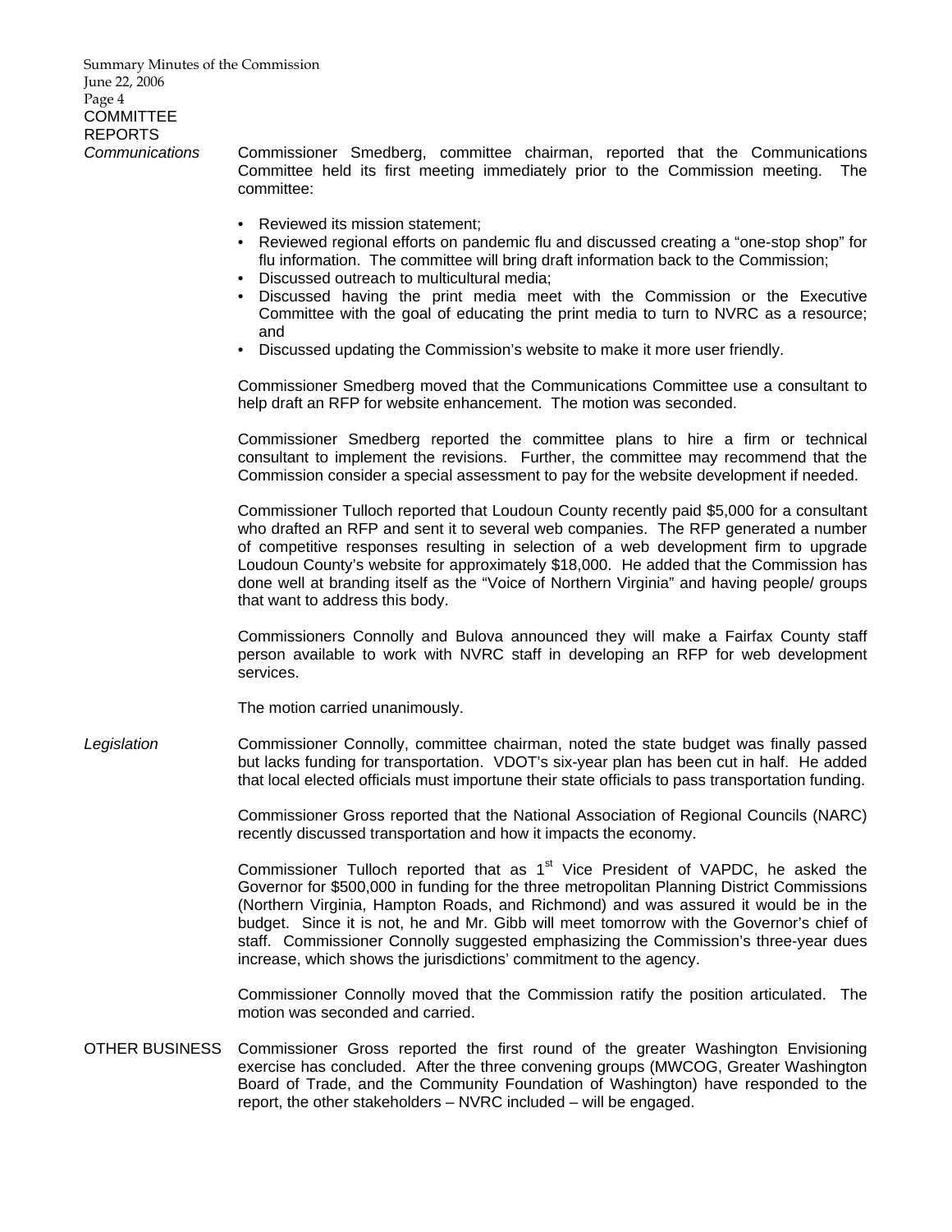## COMMITTEE REPORTS

*Communications*

Commissioner Smedberg, committee chairman, reported that the Communications Committee held its first meeting immediately prior to the Commission meeting. The committee:

- Reviewed its mission statement;
- Reviewed regional efforts on pandemic flu and discussed creating a “one-stop shop” for flu information. The committee will bring draft information back to the Commission;
- Discussed outreach to multicultural media;
- Discussed having the print media meet with the Commission or the Executive Committee with the goal of educating the print media to turn to NVRC as a resource; and
- Discussed updating the Commission’s website to make it more user friendly.

Commissioner Smedberg moved that the Communications Committee use a consultant to help draft an RFP for website enhancement. The motion was seconded.

Commissioner Smedberg reported the committee plans to hire a firm or technical consultant to implement the revisions. Further, the committee may recommend that the Commission consider a special assessment to pay for the website development if needed.

Commissioner Tulloch reported that Loudoun County recently paid $5,000 for a consultant who drafted an RFP and sent it to several web companies. The RFP generated a number of competitive responses resulting in selection of a web development firm to upgrade Loudoun County’s website for approximately $18,000. He added that the Commission has done well at branding itself as the “Voice of Northern Virginia” and having people/ groups that want to address this body.

Commissioners Connolly and Bulova announced they will make a Fairfax County staff person available to work with NVRC staff in developing an RFP for web development services.

The motion carried unanimously.

*Legislation*

Commissioner Connolly, committee chairman, noted the state budget was finally passed but lacks funding for transportation. VDOT’s six-year plan has been cut in half. He added that local elected officials must importune their state officials to pass transportation funding.

Commissioner Gross reported that the National Association of Regional Councils (NARC) recently discussed transportation and how it impacts the economy.

Commissioner Tulloch reported that as 1st Vice President of VAPDC, he asked the Governor for $500,000 in funding for the three metropolitan Planning District Commissions (Northern Virginia, Hampton Roads, and Richmond) and was assured it would be in the budget. Since it is not, he and Mr. Gibb will meet tomorrow with the Governor’s chief of staff. Commissioner Connolly suggested emphasizing the Commission’s three-year dues increase, which shows the jurisdictions’ commitment to the agency.

Commissioner Connolly moved that the Commission ratify the position articulated. The motion was seconded and carried.

## OTHER BUSINESS

Commissioner Gross reported the first round of the greater Washington Envisioning exercise has concluded. After the three convening groups (MWCOG, Greater Washington Board of Trade, and the Community Foundation of Washington) have responded to the report, the other stakeholders – NVRC included – will be engaged.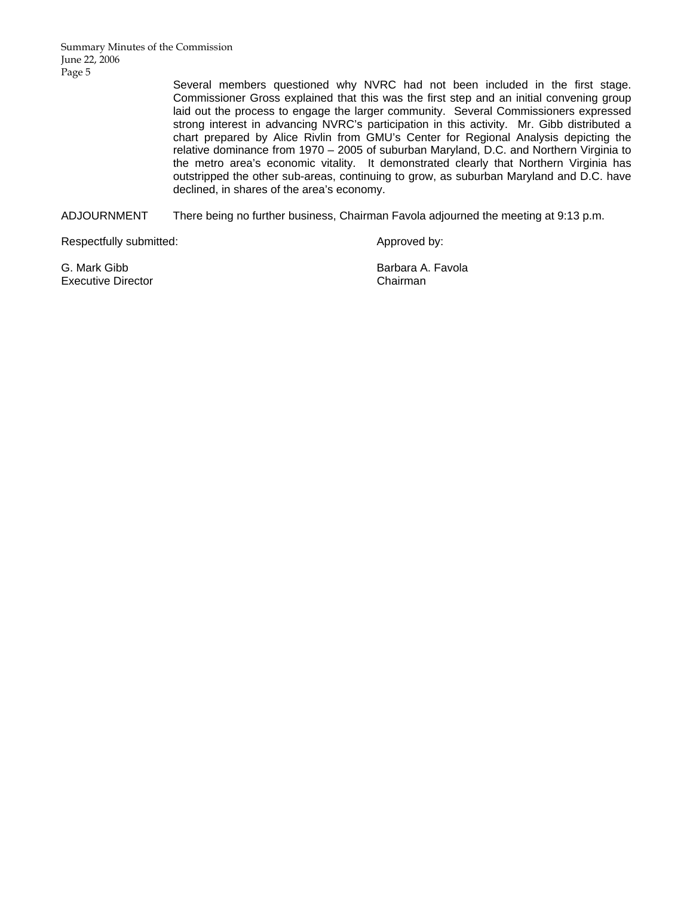Several members questioned why NVRC had not been included in the first stage. Commissioner Gross explained that this was the first step and an initial convening group laid out the process to engage the larger community. Several Commissioners expressed strong interest in advancing NVRC's participation in this activity. Mr. Gibb distributed a chart prepared by Alice Rivlin from GMU's Center for Regional Analysis depicting the relative dominance from 1970 – 2005 of suburban Maryland, D.C. and Northern Virginia to the metro area's economic vitality. It demonstrated clearly that Northern Virginia has outstripped the other sub-areas, continuing to grow, as suburban Maryland and D.C. have declined, in shares of the area's economy.

ADJOURNMENT There being no further business, Chairman Favola adjourned the meeting at 9:13 p.m.

Respectfully submitted:

G. Mark Gibb
Executive Director

Approved by:

Barbara A. Favola
Chairman